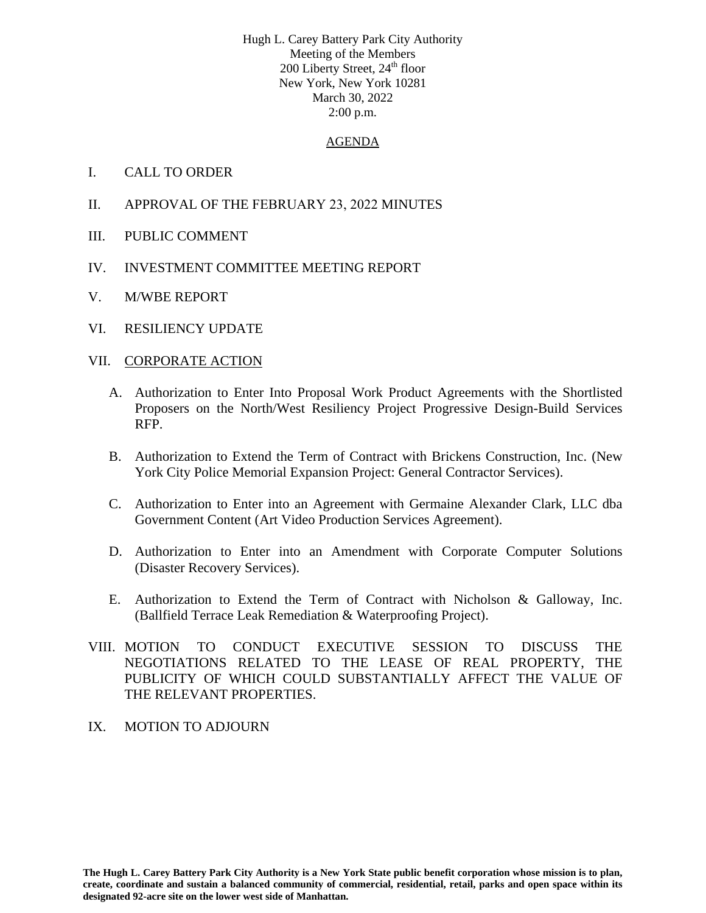Hugh L. Carey Battery Park City Authority
Meeting of the Members
200 Liberty Street, 24th floor
New York, New York 10281
March 30, 2022
2:00 p.m.

# AGENDA

I. CALL TO ORDER

II. APPROVAL OF THE FEBRUARY 23, 2022 MINUTES

III. PUBLIC COMMENT

IV. INVESTMENT COMMITTEE MEETING REPORT

V. M/WBE REPORT

VI. RESILIENCY UPDATE

VII. CORPORATE ACTION

A. Authorization to Enter Into Proposal Work Product Agreements with the Shortlisted Proposers on the North/West Resiliency Project Progressive Design-Build Services RFP.

B. Authorization to Extend the Term of Contract with Brickens Construction, Inc. (New York City Police Memorial Expansion Project: General Contractor Services).

C. Authorization to Enter into an Agreement with Germaine Alexander Clark, LLC dba Government Content (Art Video Production Services Agreement).

D. Authorization to Enter into an Amendment with Corporate Computer Solutions (Disaster Recovery Services).

E. Authorization to Extend the Term of Contract with Nicholson & Galloway, Inc. (Ballfield Terrace Leak Remediation & Waterproofing Project).

VIII. MOTION TO CONDUCT EXECUTIVE SESSION TO DISCUSS THE NEGOTIATIONS RELATED TO THE LEASE OF REAL PROPERTY, THE PUBLICITY OF WHICH COULD SUBSTANTIALLY AFFECT THE VALUE OF THE RELEVANT PROPERTIES.

IX. MOTION TO ADJOURN

**The Hugh L. Carey Battery Park City Authority is a New York State public benefit corporation whose mission is to plan, create, coordinate and sustain a balanced community of commercial, residential, retail, parks and open space within its designated 92-acre site on the lower west side of Manhattan.**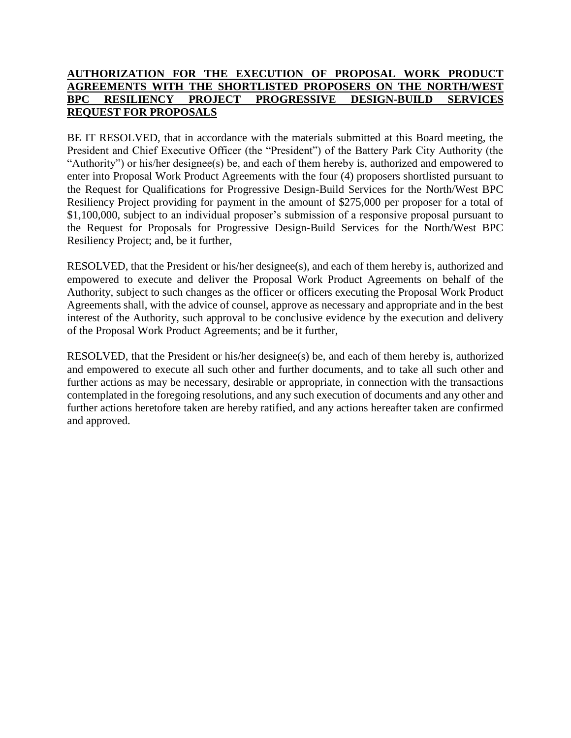**AUTHORIZATION FOR THE EXECUTION OF PROPOSAL WORK PRODUCT AGREEMENTS WITH THE SHORTLISTED PROPOSERS ON THE NORTH/WEST BPC RESILIENCY PROJECT PROGRESSIVE DESIGN-BUILD SERVICES REQUEST FOR PROPOSALS**

BE IT RESOLVED, that in accordance with the materials submitted at this Board meeting, the President and Chief Executive Officer (the "President") of the Battery Park City Authority (the "Authority") or his/her designee(s) be, and each of them hereby is, authorized and empowered to enter into Proposal Work Product Agreements with the four (4) proposers shortlisted pursuant to the Request for Qualifications for Progressive Design-Build Services for the North/West BPC Resiliency Project providing for payment in the amount of $275,000 per proposer for a total of $1,100,000, subject to an individual proposer's submission of a responsive proposal pursuant to the Request for Proposals for Progressive Design-Build Services for the North/West BPC Resiliency Project; and, be it further,

RESOLVED, that the President or his/her designee(s), and each of them hereby is, authorized and empowered to execute and deliver the Proposal Work Product Agreements on behalf of the Authority, subject to such changes as the officer or officers executing the Proposal Work Product Agreements shall, with the advice of counsel, approve as necessary and appropriate and in the best interest of the Authority, such approval to be conclusive evidence by the execution and delivery of the Proposal Work Product Agreements; and be it further,

RESOLVED, that the President or his/her designee(s) be, and each of them hereby is, authorized and empowered to execute all such other and further documents, and to take all such other and further actions as may be necessary, desirable or appropriate, in connection with the transactions contemplated in the foregoing resolutions, and any such execution of documents and any other and further actions heretofore taken are hereby ratified, and any actions hereafter taken are confirmed and approved.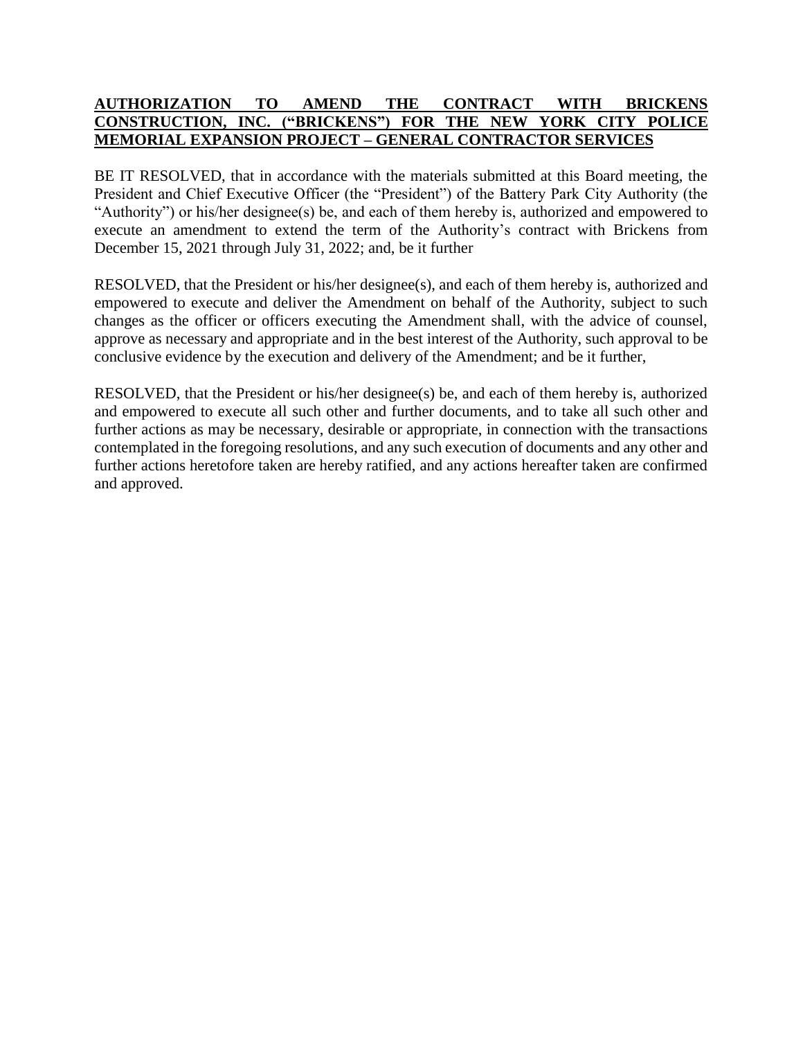**AUTHORIZATION TO AMEND THE CONTRACT WITH BRICKENS CONSTRUCTION, INC. ("BRICKENS") FOR THE NEW YORK CITY POLICE MEMORIAL EXPANSION PROJECT – GENERAL CONTRACTOR SERVICES**

BE IT RESOLVED, that in accordance with the materials submitted at this Board meeting, the President and Chief Executive Officer (the "President") of the Battery Park City Authority (the "Authority") or his/her designee(s) be, and each of them hereby is, authorized and empowered to execute an amendment to extend the term of the Authority's contract with Brickens from December 15, 2021 through July 31, 2022; and, be it further

RESOLVED, that the President or his/her designee(s), and each of them hereby is, authorized and empowered to execute and deliver the Amendment on behalf of the Authority, subject to such changes as the officer or officers executing the Amendment shall, with the advice of counsel, approve as necessary and appropriate and in the best interest of the Authority, such approval to be conclusive evidence by the execution and delivery of the Amendment; and be it further,

RESOLVED, that the President or his/her designee(s) be, and each of them hereby is, authorized and empowered to execute all such other and further documents, and to take all such other and further actions as may be necessary, desirable or appropriate, in connection with the transactions contemplated in the foregoing resolutions, and any such execution of documents and any other and further actions heretofore taken are hereby ratified, and any actions hereafter taken are confirmed and approved.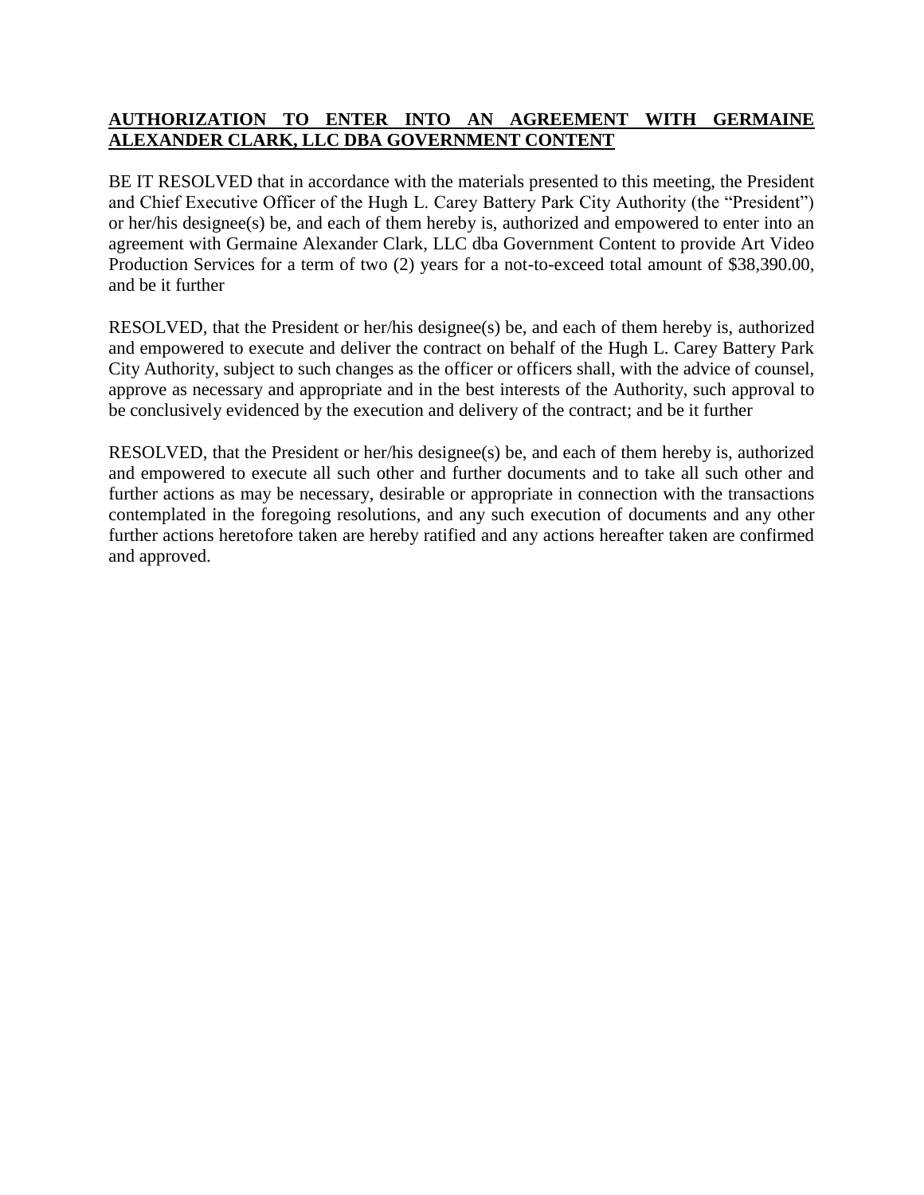**AUTHORIZATION TO ENTER INTO AN AGREEMENT WITH GERMAINE ALEXANDER CLARK, LLC DBA GOVERNMENT CONTENT**

BE IT RESOLVED that in accordance with the materials presented to this meeting, the President and Chief Executive Officer of the Hugh L. Carey Battery Park City Authority (the "President") or her/his designee(s) be, and each of them hereby is, authorized and empowered to enter into an agreement with Germaine Alexander Clark, LLC dba Government Content to provide Art Video Production Services for a term of two (2) years for a not-to-exceed total amount of $38,390.00, and be it further

RESOLVED, that the President or her/his designee(s) be, and each of them hereby is, authorized and empowered to execute and deliver the contract on behalf of the Hugh L. Carey Battery Park City Authority, subject to such changes as the officer or officers shall, with the advice of counsel, approve as necessary and appropriate and in the best interests of the Authority, such approval to be conclusively evidenced by the execution and delivery of the contract; and be it further

RESOLVED, that the President or her/his designee(s) be, and each of them hereby is, authorized and empowered to execute all such other and further documents and to take all such other and further actions as may be necessary, desirable or appropriate in connection with the transactions contemplated in the foregoing resolutions, and any such execution of documents and any other further actions heretofore taken are hereby ratified and any actions hereafter taken are confirmed and approved.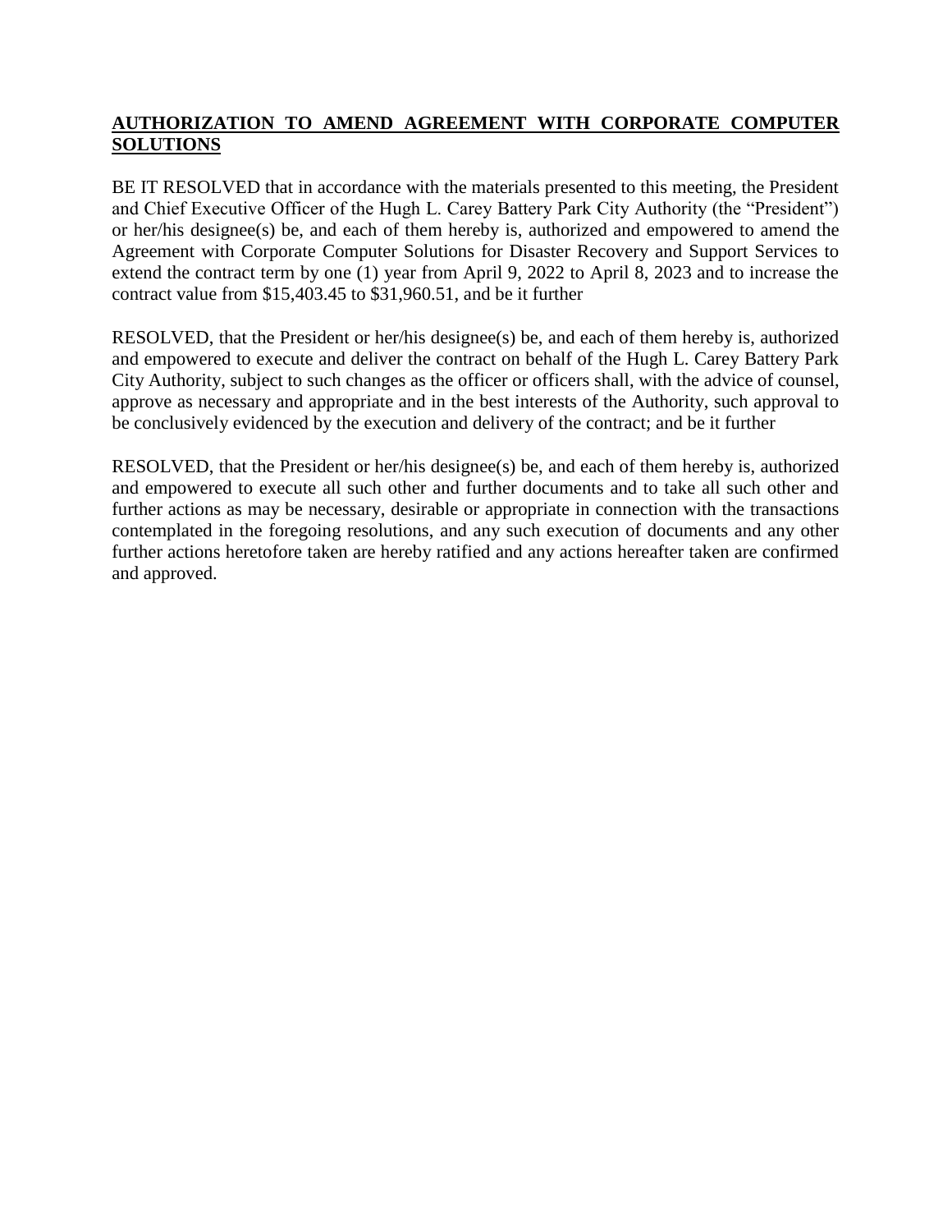**AUTHORIZATION TO AMEND AGREEMENT WITH CORPORATE COMPUTER SOLUTIONS**

BE IT RESOLVED that in accordance with the materials presented to this meeting, the President and Chief Executive Officer of the Hugh L. Carey Battery Park City Authority (the "President") or her/his designee(s) be, and each of them hereby is, authorized and empowered to amend the Agreement with Corporate Computer Solutions for Disaster Recovery and Support Services to extend the contract term by one (1) year from April 9, 2022 to April 8, 2023 and to increase the contract value from $15,403.45 to $31,960.51, and be it further

RESOLVED, that the President or her/his designee(s) be, and each of them hereby is, authorized and empowered to execute and deliver the contract on behalf of the Hugh L. Carey Battery Park City Authority, subject to such changes as the officer or officers shall, with the advice of counsel, approve as necessary and appropriate and in the best interests of the Authority, such approval to be conclusively evidenced by the execution and delivery of the contract; and be it further

RESOLVED, that the President or her/his designee(s) be, and each of them hereby is, authorized and empowered to execute all such other and further documents and to take all such other and further actions as may be necessary, desirable or appropriate in connection with the transactions contemplated in the foregoing resolutions, and any such execution of documents and any other further actions heretofore taken are hereby ratified and any actions hereafter taken are confirmed and approved.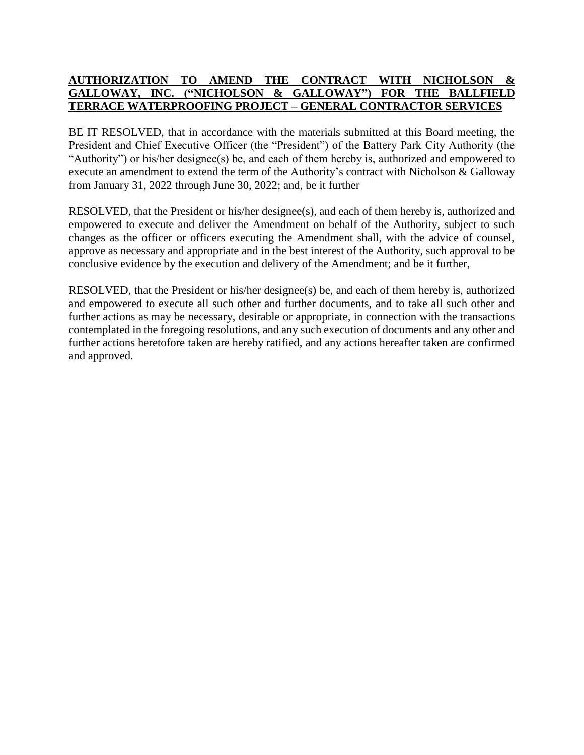**<u>AUTHORIZATION TO AMEND THE CONTRACT WITH NICHOLSON & GALLOWAY, INC. ("NICHOLSON & GALLOWAY") FOR THE BALLFIELD TERRACE WATERPROOFING PROJECT – GENERAL CONTRACTOR SERVICES</u>**

BE IT RESOLVED, that in accordance with the materials submitted at this Board meeting, the President and Chief Executive Officer (the "President") of the Battery Park City Authority (the "Authority") or his/her designee(s) be, and each of them hereby is, authorized and empowered to execute an amendment to extend the term of the Authority's contract with Nicholson & Galloway from January 31, 2022 through June 30, 2022; and, be it further

RESOLVED, that the President or his/her designee(s), and each of them hereby is, authorized and empowered to execute and deliver the Amendment on behalf of the Authority, subject to such changes as the officer or officers executing the Amendment shall, with the advice of counsel, approve as necessary and appropriate and in the best interest of the Authority, such approval to be conclusive evidence by the execution and delivery of the Amendment; and be it further,

RESOLVED, that the President or his/her designee(s) be, and each of them hereby is, authorized and empowered to execute all such other and further documents, and to take all such other and further actions as may be necessary, desirable or appropriate, in connection with the transactions contemplated in the foregoing resolutions, and any such execution of documents and any other and further actions heretofore taken are hereby ratified, and any actions hereafter taken are confirmed and approved.